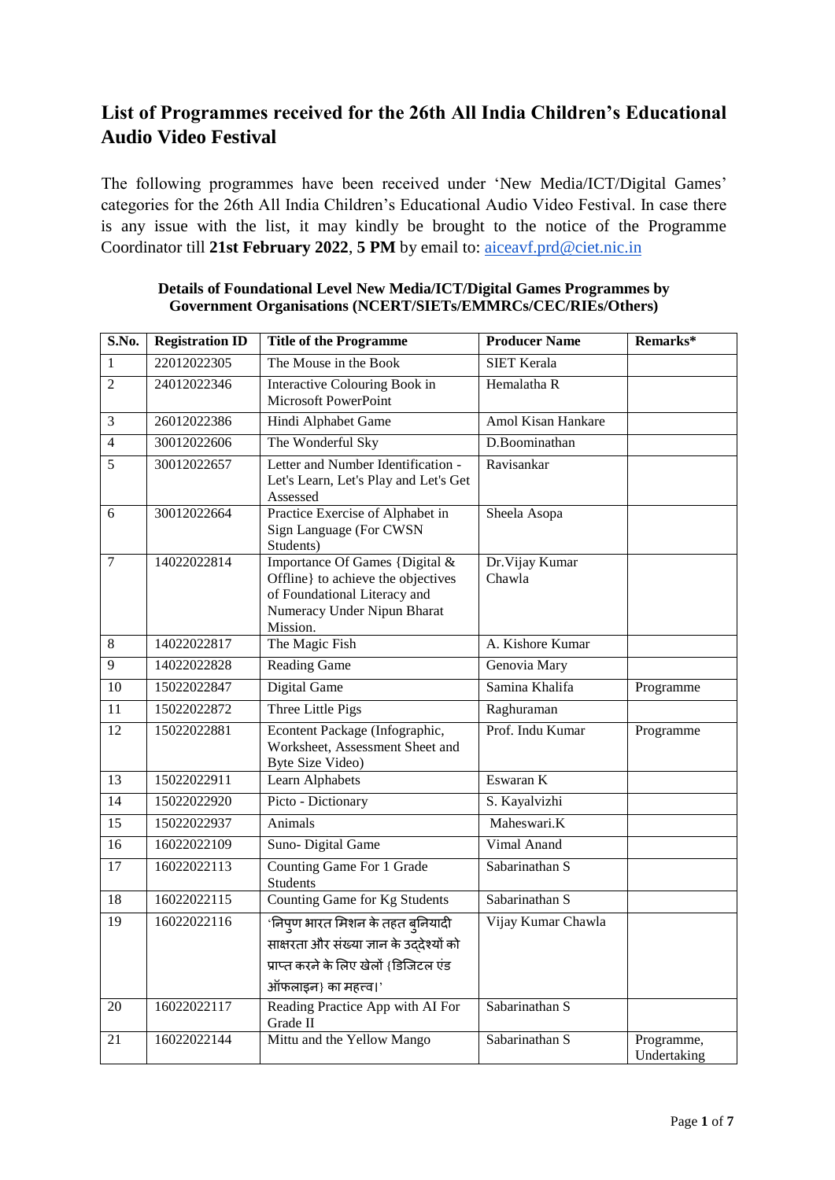# List of Programmes received for the 26th All India Children's Educational Audio Video Festival

The following programmes have been received under 'New Media/ICT/Digital Games' categories for the 26th All India Children's Educational Audio Video Festival. In case there is any issue with the list, it may kindly be brought to the notice of the Programme Coordinator till **21st February 2022**, **5 PM** by email to: aiceavf.prd@ciet.nic.in

**Details of Foundational Level New Media/ICT/Digital Games Programmes by Government Organisations (NCERT/SIETs/EMMRCs/CEC/RIEs/Others)**

| S.No. | Registration ID | Title of the Programme | Producer Name | Remarks* |
|---|---|---|---|---|
| 1 | 22012022305 | The Mouse in the Book | SIET Kerala | |
| 2 | 24012022346 | Interactive Colouring Book in Microsoft PowerPoint | Hemalatha R | |
| 3 | 26012022386 | Hindi Alphabet Game | Amol Kisan Hankare | |
| 4 | 30012022606 | The Wonderful Sky | D.Boominathan | |
| 5 | 30012022657 | Letter and Number Identification - Let's Learn, Let's Play and Let's Get Assessed | Ravisankar | |
| 6 | 30012022664 | Practice Exercise of Alphabet in Sign Language (For CWSN Students) | Sheela Asopa | |
| 7 | 14022022814 | Importance Of Games {Digital & Offline} to achieve the objectives of Foundational Literacy and Numeracy Under Nipun Bharat Mission. | Dr.Vijay Kumar Chawla | |
| 8 | 14022022817 | The Magic Fish | A. Kishore Kumar | |
| 9 | 14022022828 | Reading Game | Genovia Mary | |
| 10 | 15022022847 | Digital Game | Samina Khalifa | Programme |
| 11 | 15022022872 | Three Little Pigs | Raghuraman | |
| 12 | 15022022881 | Econtent Package (Infographic, Worksheet, Assessment Sheet and Byte Size Video) | Prof. Indu Kumar | Programme |
| 13 | 15022022911 | Learn Alphabets | Eswaran K | |
| 14 | 15022022920 | Picto - Dictionary | S. Kayalvizhi | |
| 15 | 15022022937 | Animals | Maheswari.K | |
| 16 | 16022022109 | Suno- Digital Game | Vimal Anand | |
| 17 | 16022022113 | Counting Game For 1 Grade Students | Sabarinathan S | |
| 18 | 16022022115 | Counting Game for Kg Students | Sabarinathan S | |
| 19 | 16022022116 | 'निपुण भारत मिशन के तहत बुनियादी साक्षरता और संख्या ज्ञान के उद्देश्यों को प्राप्त करने के लिए खेलों {डिजिटल एंड ऑफलाइन} का महत्व।' | Vijay Kumar Chawla | |
| 20 | 16022022117 | Reading Practice App with AI For Grade II | Sabarinathan S | |
| 21 | 16022022144 | Mittu and the Yellow Mango | Sabarinathan S | Programme, Undertaking |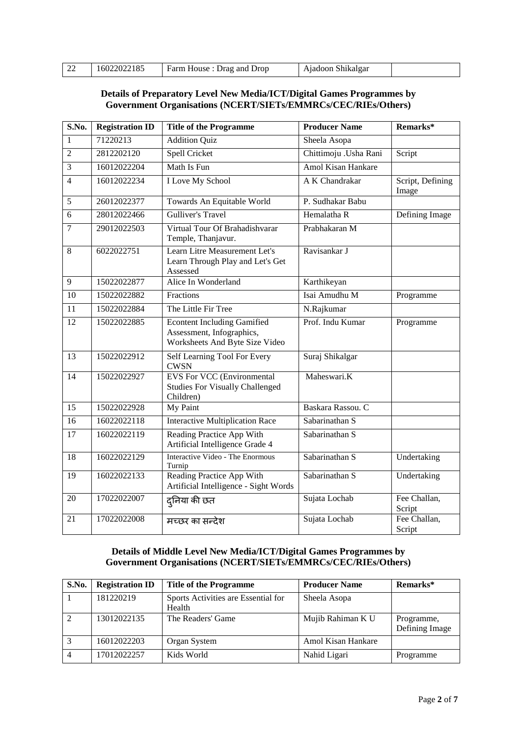| 22 | 16022022185 | Farm House : Drag and Drop | Ajadoon Shikalgar | |
|---|---|---|---|---|

**Details of Preparatory Level New Media/ICT/Digital Games Programmes by Government Organisations (NCERT/SIETs/EMMRCs/CEC/RIEs/Others)**

| S.No. | Registration ID | Title of the Programme | Producer Name | Remarks* |
|---|---|---|---|---|
| 1 | 71220213 | Addition Quiz | Sheela Asopa | |
| 2 | 2812202120 | Spell Cricket | Chittimoju .Usha Rani | Script |
| 3 | 16012022204 | Math Is Fun | Amol Kisan Hankare | |
| 4 | 16012022234 | I Love My School | A K Chandrakar | Script, Defining Image |
| 5 | 26012022377 | Towards An Equitable World | P. Sudhakar Babu | |
| 6 | 28012022466 | Gulliver's Travel | Hemalatha R | Defining Image |
| 7 | 29012022503 | Virtual Tour Of Brahadishvarar Temple, Thanjavur. | Prabhakaran M | |
| 8 | 6022022751 | Learn Litre Measurement Let's Learn Through Play and Let's Get Assessed | Ravisankar J | |
| 9 | 15022022877 | Alice In Wonderland | Karthikeyan | |
| 10 | 15022022882 | Fractions | Isai Amudhu M | Programme |
| 11 | 15022022884 | The Little Fir Tree | N.Rajkumar | |
| 12 | 15022022885 | Econtent Including Gamified Assessment, Infographics, Worksheets And Byte Size Video | Prof. Indu Kumar | Programme |
| 13 | 15022022912 | Self Learning Tool For Every CWSN | Suraj Shikalgar | |
| 14 | 15022022927 | EVS For VCC (Environmental Studies For Visually Challenged Children) | Maheswari.K | |
| 15 | 15022022928 | My Paint | Baskara Rassou. C | |
| 16 | 16022022118 | Interactive Multiplication Race | Sabarinathan S | |
| 17 | 16022022119 | Reading Practice App With Artificial Intelligence Grade 4 | Sabarinathan S | |
| 18 | 16022022129 | Interactive Video - The Enormous Turnip | Sabarinathan S | Undertaking |
| 19 | 16022022133 | Reading Practice App With Artificial Intelligence - Sight Words | Sabarinathan S | Undertaking |
| 20 | 17022022007 | दुनिया की छत | Sujata Lochab | Fee Challan, Script |
| 21 | 17022022008 | मच्छर का सन्देश | Sujata Lochab | Fee Challan, Script |

**Details of Middle Level New Media/ICT/Digital Games Programmes by Government Organisations (NCERT/SIETs/EMMRCs/CEC/RIEs/Others)**

| S.No. | Registration ID | Title of the Programme | Producer Name | Remarks* |
|---|---|---|---|---|
| 1 | 181220219 | Sports Activities are Essential for Health | Sheela Asopa | |
| 2 | 13012022135 | The Readers' Game | Mujib Rahiman K U | Programme, Defining Image |
| 3 | 16012022203 | Organ System | Amol Kisan Hankare | |
| 4 | 17012022257 | Kids World | Nahid Ligari | Programme |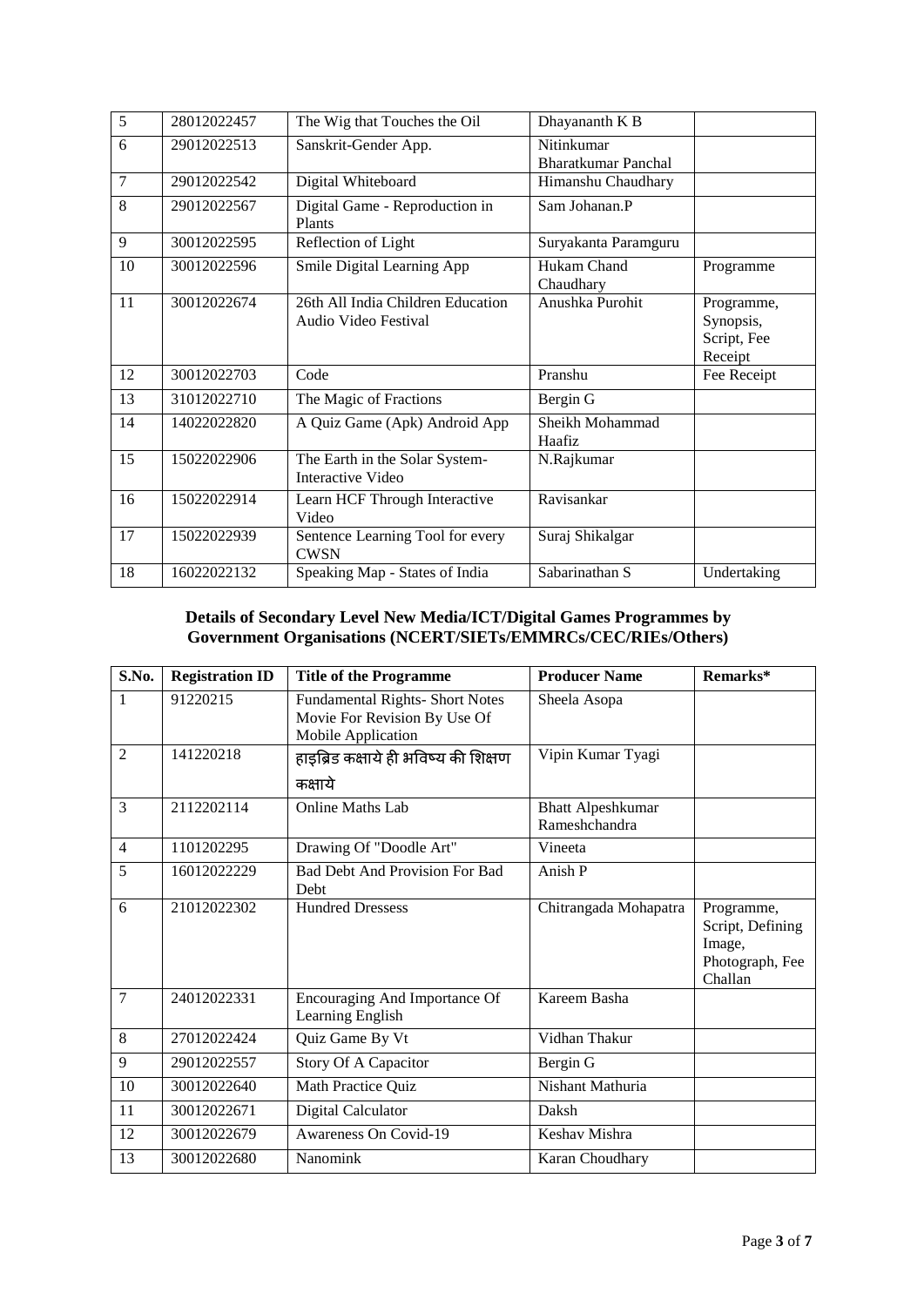| 5 | 28012022457 | The Wig that Touches the Oil | Dhayananth K B | |
|---|---|---|---|---|
| 6 | 29012022513 | Sanskrit-Gender App. | Nitinkumar Bharatkumar Panchal | |
| 7 | 29012022542 | Digital Whiteboard | Himanshu Chaudhary | |
| 8 | 29012022567 | Digital Game - Reproduction in Plants | Sam Johanan.P | |
| 9 | 30012022595 | Reflection of Light | Suryakanta Paramguru | |
| 10 | 30012022596 | Smile Digital Learning App | Hukam Chand Chaudhary | Programme |
| 11 | 30012022674 | 26th All India Children Education Audio Video Festival | Anushka Purohit | Programme, Synopsis, Script, Fee Receipt |
| 12 | 30012022703 | Code | Pranshu | Fee Receipt |
| 13 | 31012022710 | The Magic of Fractions | Bergin G | |
| 14 | 14022022820 | A Quiz Game (Apk) Android App | Sheikh Mohammad Haafiz | |
| 15 | 15022022906 | The Earth in the Solar System- Interactive Video | N.Rajkumar | |
| 16 | 15022022914 | Learn HCF Through Interactive Video | Ravisankar | |
| 17 | 15022022939 | Sentence Learning Tool for every CWSN | Suraj Shikalgar | |
| 18 | 16022022132 | Speaking Map - States of India | Sabarinathan S | Undertaking |

### Details of Secondary Level New Media/ICT/Digital Games Programmes by Government Organisations (NCERT/SIETs/EMMRCs/CEC/RIEs/Others)

| S.No. | Registration ID | Title of the Programme | Producer Name | Remarks* |
|---|---|---|---|---|
| 1 | 91220215 | Fundamental Rights- Short Notes Movie For Revision By Use Of Mobile Application | Sheela Asopa | |
| 2 | 141220218 | हाइब्रिड कक्षाये ही भविष्य की शिक्षण कक्षाये | Vipin Kumar Tyagi | |
| 3 | 2112202114 | Online Maths Lab | Bhatt Alpeshkumar Rameshchandra | |
| 4 | 1101202295 | Drawing Of "Doodle Art" | Vineeta | |
| 5 | 16012022229 | Bad Debt And Provision For Bad Debt | Anish P | |
| 6 | 21012022302 | Hundred Dressess | Chitrangada Mohapatra | Programme, Script, Defining Image, Photograph, Fee Challan |
| 7 | 24012022331 | Encouraging And Importance Of Learning English | Kareem Basha | |
| 8 | 27012022424 | Quiz Game By Vt | Vidhan Thakur | |
| 9 | 29012022557 | Story Of A Capacitor | Bergin G | |
| 10 | 30012022640 | Math Practice Quiz | Nishant Mathuria | |
| 11 | 30012022671 | Digital Calculator | Daksh | |
| 12 | 30012022679 | Awareness On Covid-19 | Keshav Mishra | |
| 13 | 30012022680 | Nanomink | Karan Choudhary | |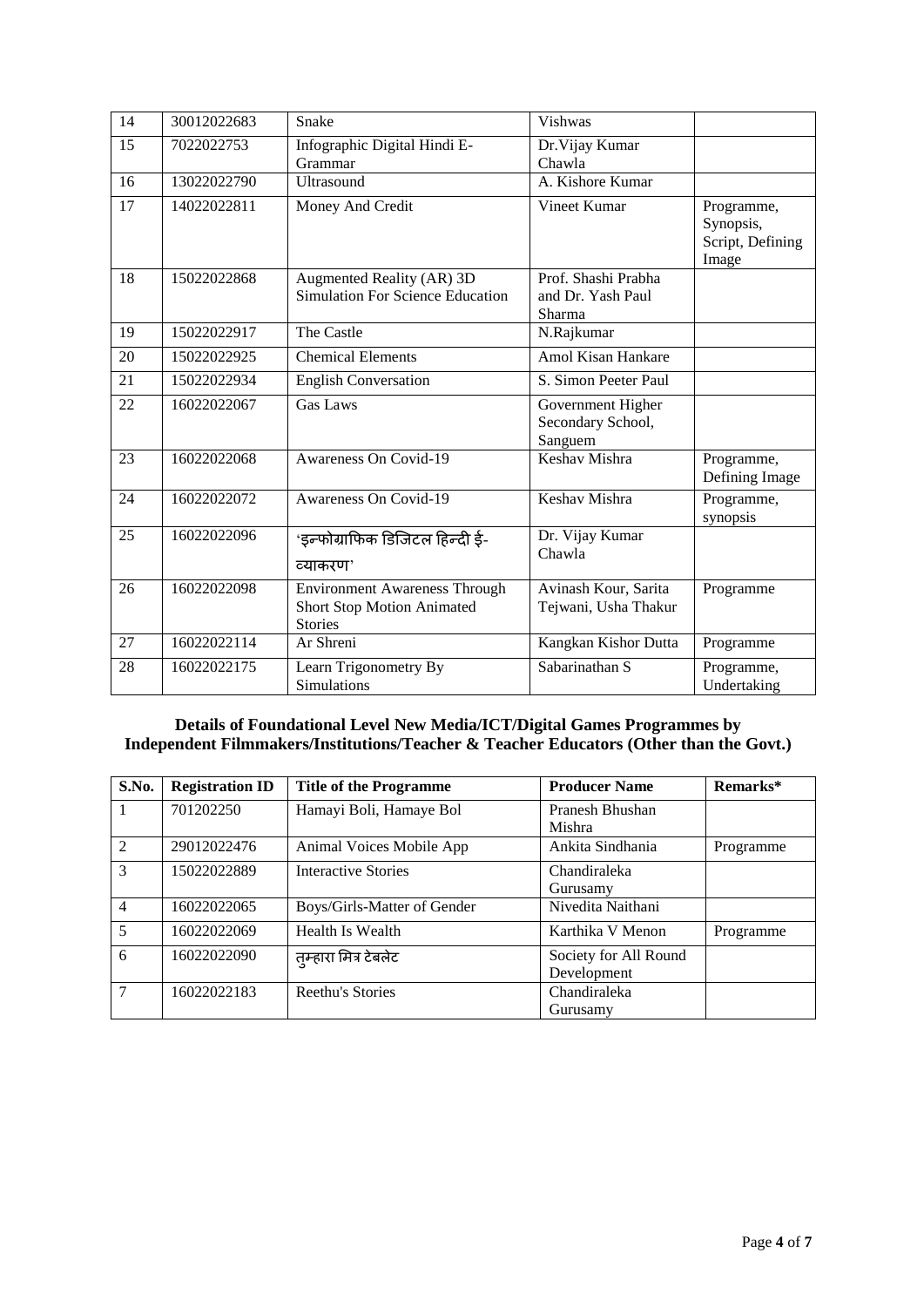| 14 | 30012022683 | Snake | Vishwas | |
|---|---|---|---|---|
| 15 | 7022022753 | Infographic Digital Hindi E-Grammar | Dr.Vijay Kumar Chawla | |
| 16 | 13022022790 | Ultrasound | A. Kishore Kumar | |
| 17 | 14022022811 | Money And Credit | Vineet Kumar | Programme, Synopsis, Script, Defining Image |
| 18 | 15022022868 | Augmented Reality (AR) 3D Simulation For Science Education | Prof. Shashi Prabha and Dr. Yash Paul Sharma | |
| 19 | 15022022917 | The Castle | N.Rajkumar | |
| 20 | 15022022925 | Chemical Elements | Amol Kisan Hankare | |
| 21 | 15022022934 | English Conversation | S. Simon Peeter Paul | |
| 22 | 16022022067 | Gas Laws | Government Higher Secondary School, Sanguem | |
| 23 | 16022022068 | Awareness On Covid-19 | Keshav Mishra | Programme, Defining Image |
| 24 | 16022022072 | Awareness On Covid-19 | Keshav Mishra | Programme, synopsis |
| 25 | 16022022096 | 'इन्फोग्राफिक डिजिटल हिन्दी ई-व्याकरण' | Dr. Vijay Kumar Chawla | |
| 26 | 16022022098 | Environment Awareness Through Short Stop Motion Animated Stories | Avinash Kour, Sarita Tejwani, Usha Thakur | Programme |
| 27 | 16022022114 | Ar Shreni | Kangkan Kishor Dutta | Programme |
| 28 | 16022022175 | Learn Trigonometry By Simulations | Sabarinathan S | Programme, Undertaking |

**Details of Foundational Level New Media/ICT/Digital Games Programmes by Independent Filmmakers/Institutions/Teacher & Teacher Educators (Other than the Govt.)**

| S.No. | Registration ID | Title of the Programme | Producer Name | Remarks* |
|---|---|---|---|---|
| 1 | 701202250 | Hamayi Boli, Hamaye Bol | Pranesh Bhushan Mishra | |
| 2 | 29012022476 | Animal Voices Mobile App | Ankita Sindhania | Programme |
| 3 | 15022022889 | Interactive Stories | Chandiraleka Gurusamy | |
| 4 | 16022022065 | Boys/Girls-Matter of Gender | Nivedita Naithani | |
| 5 | 16022022069 | Health Is Wealth | Karthika V Menon | Programme |
| 6 | 16022022090 | तुम्हारा मित्र टेबलेट | Society for All Round Development | |
| 7 | 16022022183 | Reethu's Stories | Chandiraleka Gurusamy | |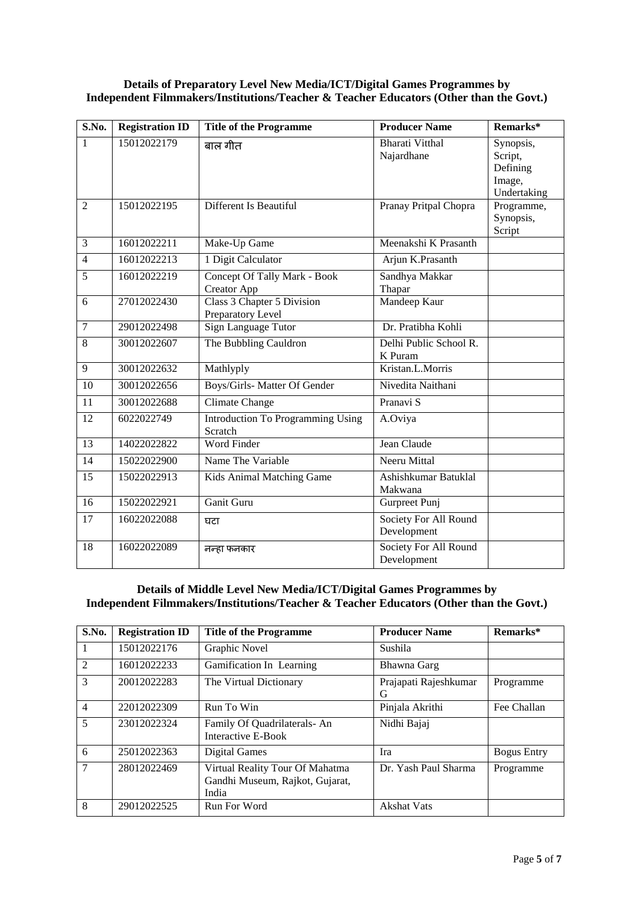### Details of Preparatory Level New Media/ICT/Digital Games Programmes by Independent Filmmakers/Institutions/Teacher & Teacher Educators (Other than the Govt.)

| S.No. | Registration ID | Title of the Programme | Producer Name | Remarks* |
|---|---|---|---|---|
| 1 | 15012022179 | बाल गीत | Bharati Vitthal Najardhane | Synopsis, Script, Defining Image, Undertaking |
| 2 | 15012022195 | Different Is Beautiful | Pranay Pritpal Chopra | Programme, Synopsis, Script |
| 3 | 16012022211 | Make-Up Game | Meenakshi K Prasanth | |
| 4 | 16012022213 | 1 Digit Calculator | Arjun K.Prasanth | |
| 5 | 16012022219 | Concept Of Tally Mark - Book Creator App | Sandhya Makkar Thapar | |
| 6 | 27012022430 | Class 3 Chapter 5 Division Preparatory Level | Mandeep Kaur | |
| 7 | 29012022498 | Sign Language Tutor | Dr. Pratibha Kohli | |
| 8 | 30012022607 | The Bubbling Cauldron | Delhi Public School R. K Puram | |
| 9 | 30012022632 | Mathlyply | Kristan.L.Morris | |
| 10 | 30012022656 | Boys/Girls- Matter Of Gender | Nivedita Naithani | |
| 11 | 30012022688 | Climate Change | Pranavi S | |
| 12 | 6022022749 | Introduction To Programming Using Scratch | A.Oviya | |
| 13 | 14022022822 | Word Finder | Jean Claude | |
| 14 | 15022022900 | Name The Variable | Neeru Mittal | |
| 15 | 15022022913 | Kids Animal Matching Game | Ashishkumar Batuklal Makwana | |
| 16 | 15022022921 | Ganit Guru | Gurpreet Punj | |
| 17 | 16022022088 | घटा | Society For All Round Development | |
| 18 | 16022022089 | नन्हा फनकार | Society For All Round Development | |

### Details of Middle Level New Media/ICT/Digital Games Programmes by Independent Filmmakers/Institutions/Teacher & Teacher Educators (Other than the Govt.)

| S.No. | Registration ID | Title of the Programme | Producer Name | Remarks* |
|---|---|---|---|---|
| 1 | 15012022176 | Graphic Novel | Sushila | |
| 2 | 16012022233 | Gamification In Learning | Bhawna Garg | |
| 3 | 20012022283 | The Virtual Dictionary | Prajapati Rajeshkumar G | Programme |
| 4 | 22012022309 | Run To Win | Pinjala Akrithi | Fee Challan |
| 5 | 23012022324 | Family Of Quadrilaterals- An Interactive E-Book | Nidhi Bajaj | |
| 6 | 25012022363 | Digital Games | Ira | Bogus Entry |
| 7 | 28012022469 | Virtual Reality Tour Of Mahatma Gandhi Museum, Rajkot, Gujarat, India | Dr. Yash Paul Sharma | Programme |
| 8 | 29012022525 | Run For Word | Akshat Vats | |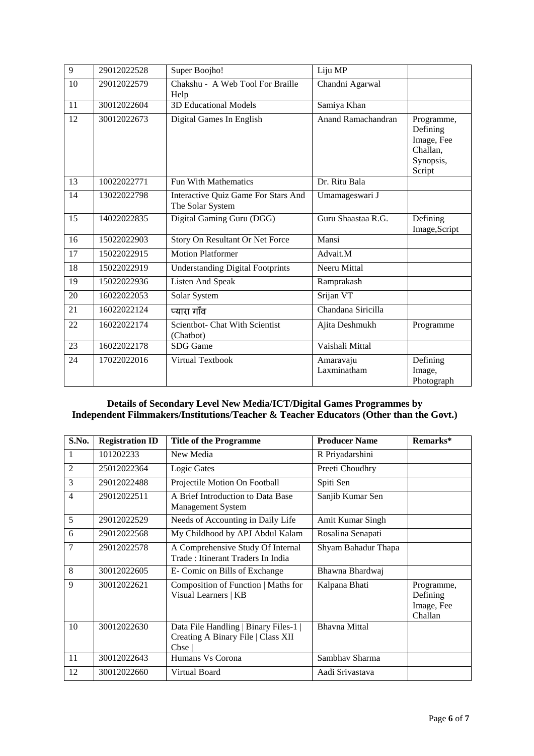| 9 | 29012022528 | Super Boojho! | Liju MP | |
|---|---|---|---|---|
| 10 | 29012022579 | Chakshu - A Web Tool For Braille Help | Chandni Agarwal | |
| 11 | 30012022604 | 3D Educational Models | Samiya Khan | |
| 12 | 30012022673 | Digital Games In English | Anand Ramachandran | Programme, Defining Image, Fee Challan, Synopsis, Script |
| 13 | 10022022771 | Fun With Mathematics | Dr. Ritu Bala | |
| 14 | 13022022798 | Interactive Quiz Game For Stars And The Solar System | Umamageswari J | |
| 15 | 14022022835 | Digital Gaming Guru (DGG) | Guru Shaastaa R.G. | Defining Image,Script |
| 16 | 15022022903 | Story On Resultant Or Net Force | Mansi | |
| 17 | 15022022915 | Motion Platformer | Advait.M | |
| 18 | 15022022919 | Understanding Digital Footprints | Neeru Mittal | |
| 19 | 15022022936 | Listen And Speak | Ramprakash | |
| 20 | 16022022053 | Solar System | Srijan VT | |
| 21 | 16022022124 | प्यारा गाँव | Chandana Siricilla | |
| 22 | 16022022174 | Scientbot- Chat With Scientist (Chatbot) | Ajita Deshmukh | Programme |
| 23 | 16022022178 | SDG Game | Vaishali Mittal | |
| 24 | 17022022016 | Virtual Textbook | Amaravaju Laxminatham | Defining Image, Photograph |

**Details of Secondary Level New Media/ICT/Digital Games Programmes by Independent Filmmakers/Institutions/Teacher & Teacher Educators (Other than the Govt.)**

| S.No. | Registration ID | Title of the Programme | Producer Name | Remarks* |
|---|---|---|---|---|
| 1 | 101202233 | New Media | R Priyadarshini | |
| 2 | 25012022364 | Logic Gates | Preeti Choudhry | |
| 3 | 29012022488 | Projectile Motion On Football | Spiti Sen | |
| 4 | 29012022511 | A Brief Introduction to Data Base Management System | Sanjib Kumar Sen | |
| 5 | 29012022529 | Needs of Accounting in Daily Life | Amit Kumar Singh | |
| 6 | 29012022568 | My Childhood by APJ Abdul Kalam | Rosalina Senapati | |
| 7 | 29012022578 | A Comprehensive Study Of Internal Trade : Itinerant Traders In India | Shyam Bahadur Thapa | |
| 8 | 30012022605 | E- Comic on Bills of Exchange | Bhawna Bhardwaj | |
| 9 | 30012022621 | Composition of Function \| Maths for Visual Learners \| KB | Kalpana Bhati | Programme, Defining Image, Fee Challan |
| 10 | 30012022630 | Data File Handling \| Binary Files-1 \| Creating A Binary File \| Class XII Cbse \| | Bhavna Mittal | |
| 11 | 30012022643 | Humans Vs Corona | Sambhav Sharma | |
| 12 | 30012022660 | Virtual Board | Aadi Srivastava | |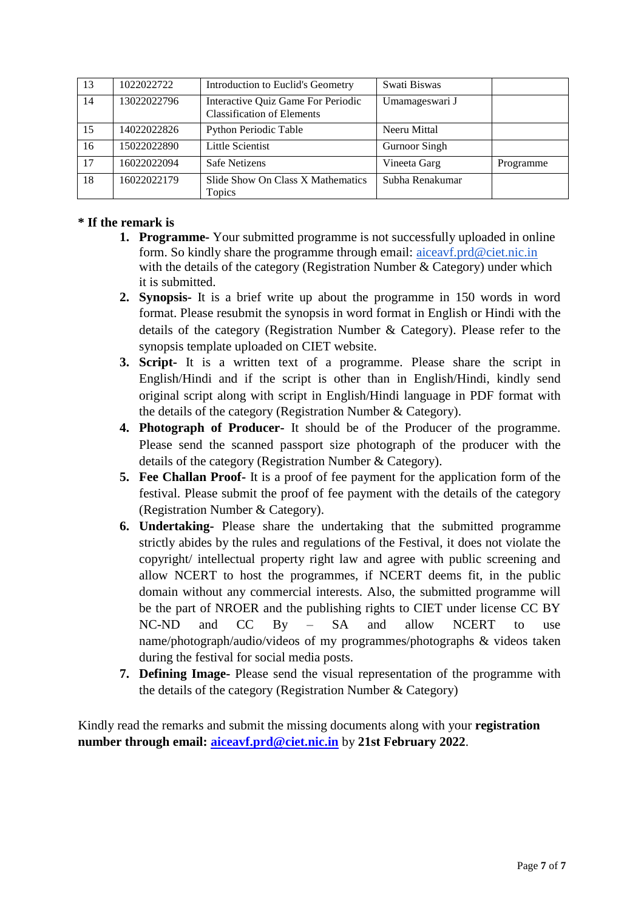| | | | | |
|---|---|---|---|---|
| 13 | 1022022722 | Introduction to Euclid's Geometry | Swati Biswas | |
| 14 | 13022022796 | Interactive Quiz Game For Periodic Classification of Elements | Umamageswari J | |
| 15 | 14022022826 | Python Periodic Table | Neeru Mittal | |
| 16 | 15022022890 | Little Scientist | Gurnoor Singh | |
| 17 | 16022022094 | Safe Netizens | Vineeta Garg | Programme |
| 18 | 16022022179 | Slide Show On Class X Mathematics Topics | Subha Renakumar | |

**\* If the remark is**

1. **Programme**- Your submitted programme is not successfully uploaded in online form. So kindly share the programme through email: aiceavf.prd@ciet.nic.in with the details of the category (Registration Number & Category) under which it is submitted.
2. **Synopsis**- It is a brief write up about the programme in 150 words in word format. Please resubmit the synopsis in word format in English or Hindi with the details of the category (Registration Number & Category). Please refer to the synopsis template uploaded on CIET website.
3. **Script**- It is a written text of a programme. Please share the script in English/Hindi and if the script is other than in English/Hindi, kindly send original script along with script in English/Hindi language in PDF format with the details of the category (Registration Number & Category).
4. **Photograph of Producer**- It should be of the Producer of the programme. Please send the scanned passport size photograph of the producer with the details of the category (Registration Number & Category).
5. **Fee Challan Proof**- It is a proof of fee payment for the application form of the festival. Please submit the proof of fee payment with the details of the category (Registration Number & Category).
6. **Undertaking**- Please share the undertaking that the submitted programme strictly abides by the rules and regulations of the Festival, it does not violate the copyright/ intellectual property right law and agree with public screening and allow NCERT to host the programmes, if NCERT deems fit, in the public domain without any commercial interests. Also, the submitted programme will be the part of NROER and the publishing rights to CIET under license CC BY NC-ND and CC By – SA and allow NCERT to use name/photograph/audio/videos of my programmes/photographs & videos taken during the festival for social media posts.
7. **Defining Image**- Please send the visual representation of the programme with the details of the category (Registration Number & Category)

Kindly read the remarks and submit the missing documents along with your **registration number through email: aiceavf.prd@ciet.nic.in** by **21st February 2022**.